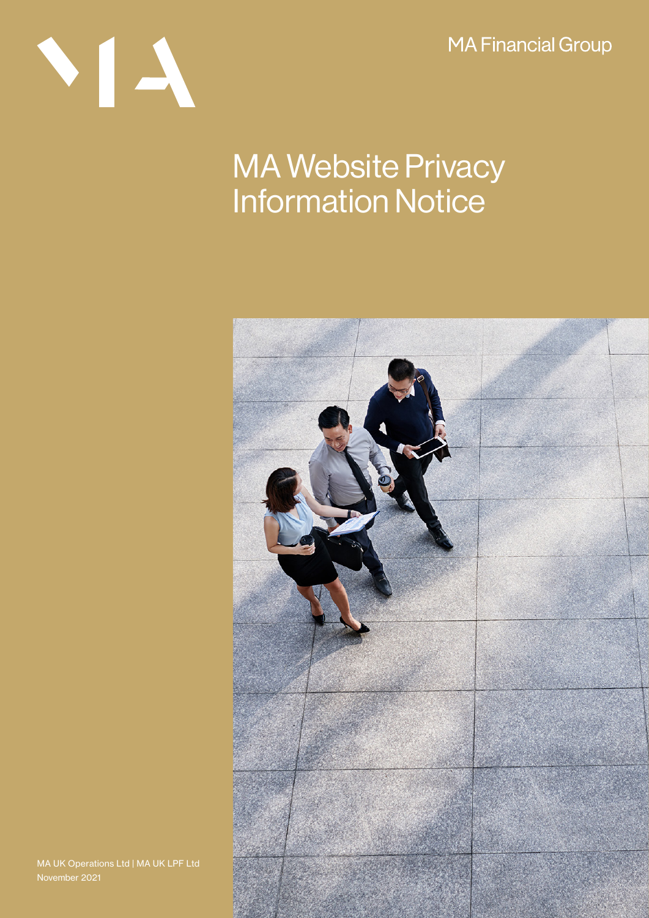MA Financial Group

# MA Website Privacy Information Notice

MA UK Operations Ltd | MA UK LPF Ltd
November 2021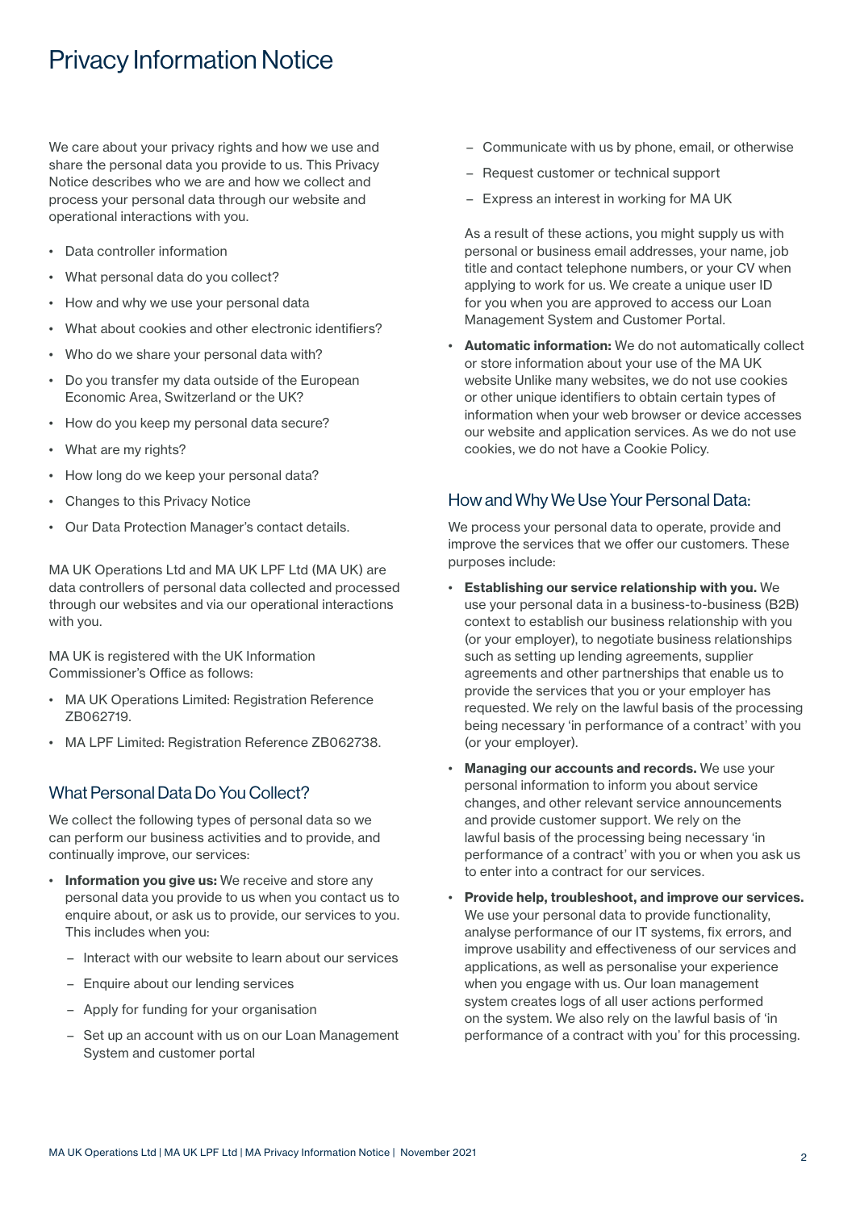# Privacy Information Notice

We care about your privacy rights and how we use and share the personal data you provide to us. This Privacy Notice describes who we are and how we collect and process your personal data through our website and operational interactions with you.

- Data controller information
- What personal data do you collect?
- How and why we use your personal data
- What about cookies and other electronic identifiers?
- Who do we share your personal data with?
- Do you transfer my data outside of the European Economic Area, Switzerland or the UK?
- How do you keep my personal data secure?
- What are my rights?
- How long do we keep your personal data?
- Changes to this Privacy Notice
- Our Data Protection Manager's contact details.

MA UK Operations Ltd and MA UK LPF Ltd (MA UK) are data controllers of personal data collected and processed through our websites and via our operational interactions with you.

MA UK is registered with the UK Information Commissioner's Office as follows:

- MA UK Operations Limited: Registration Reference ZB062719.
- MA LPF Limited: Registration Reference ZB062738.

## What Personal Data Do You Collect?

We collect the following types of personal data so we can perform our business activities and to provide, and continually improve, our services:

- **Information you give us:** We receive and store any personal data you provide to us when you contact us to enquire about, or ask us to provide, our services to you. This includes when you:
  - Interact with our website to learn about our services
  - Enquire about our lending services
  - Apply for funding for your organisation
  - Set up an account with us on our Loan Management System and customer portal
  - Communicate with us by phone, email, or otherwise
  - Request customer or technical support
  - Express an interest in working for MA UK

  As a result of these actions, you might supply us with personal or business email addresses, your name, job title and contact telephone numbers, or your CV when applying to work for us. We create a unique user ID for you when you are approved to access our Loan Management System and Customer Portal.

- **Automatic information:** We do not automatically collect or store information about your use of the MA UK website Unlike many websites, we do not use cookies or other unique identifiers to obtain certain types of information when your web browser or device accesses our website and application services. As we do not use cookies, we do not have a Cookie Policy.

## How and Why We Use Your Personal Data:

We process your personal data to operate, provide and improve the services that we offer our customers. These purposes include:

- **Establishing our service relationship with you.** We use your personal data in a business-to-business (B2B) context to establish our business relationship with you (or your employer), to negotiate business relationships such as setting up lending agreements, supplier agreements and other partnerships that enable us to provide the services that you or your employer has requested. We rely on the lawful basis of the processing being necessary 'in performance of a contract' with you (or your employer).
- **Managing our accounts and records.** We use your personal information to inform you about service changes, and other relevant service announcements and provide customer support. We rely on the lawful basis of the processing being necessary 'in performance of a contract' with you or when you ask us to enter into a contract for our services.
- **Provide help, troubleshoot, and improve our services.** We use your personal data to provide functionality, analyse performance of our IT systems, fix errors, and improve usability and effectiveness of our services and applications, as well as personalise your experience when you engage with us. Our loan management system creates logs of all user actions performed on the system. We also rely on the lawful basis of 'in performance of a contract with you' for this processing.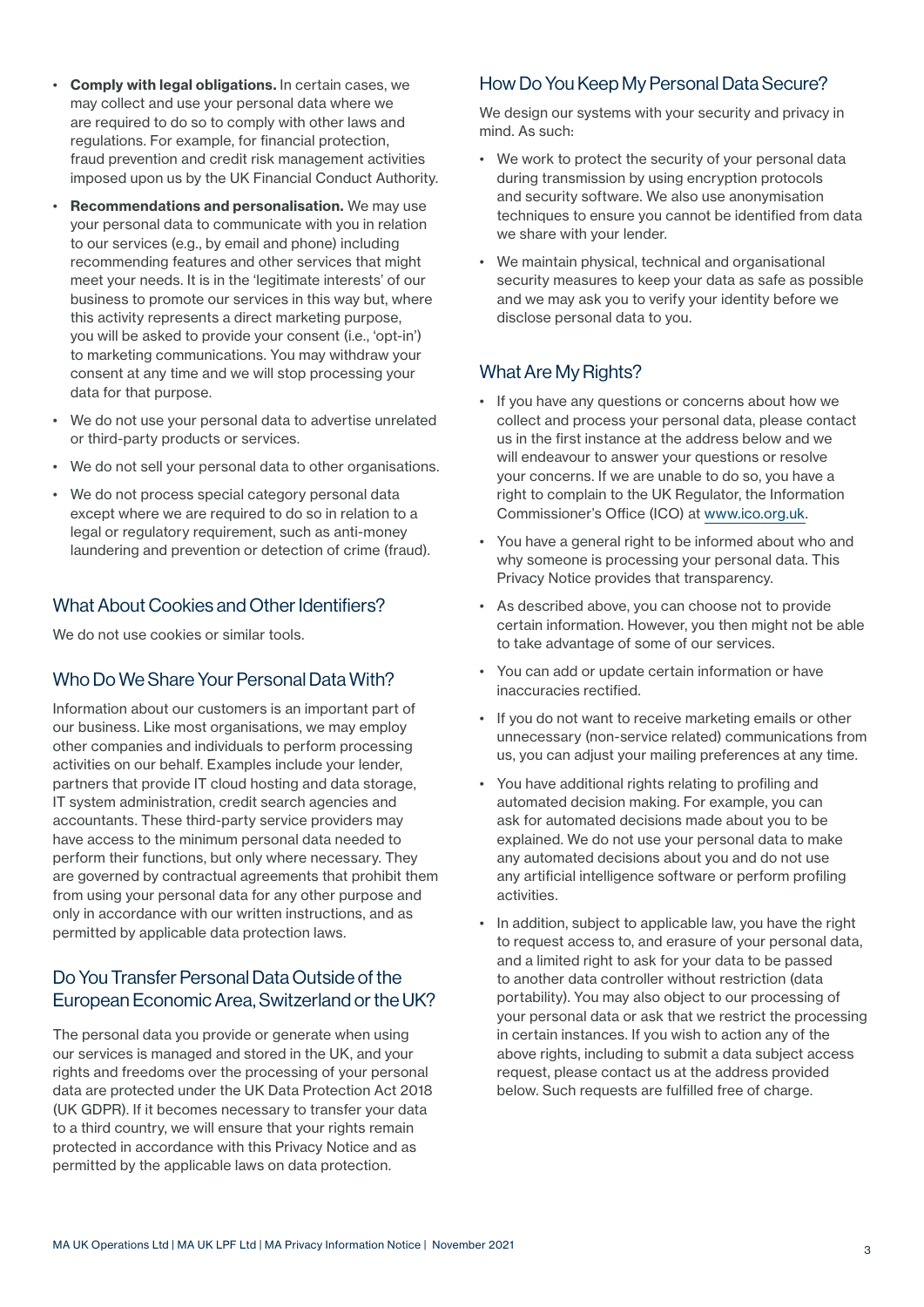- **Comply with legal obligations.** In certain cases, we may collect and use your personal data where we are required to do so to comply with other laws and regulations. For example, for financial protection, fraud prevention and credit risk management activities imposed upon us by the UK Financial Conduct Authority.
- **Recommendations and personalisation.** We may use your personal data to communicate with you in relation to our services (e.g., by email and phone) including recommending features and other services that might meet your needs. It is in the 'legitimate interests' of our business to promote our services in this way but, where this activity represents a direct marketing purpose, you will be asked to provide your consent (i.e., 'opt-in') to marketing communications. You may withdraw your consent at any time and we will stop processing your data for that purpose.
- We do not use your personal data to advertise unrelated or third-party products or services.
- We do not sell your personal data to other organisations.
- We do not process special category personal data except where we are required to do so in relation to a legal or regulatory requirement, such as anti-money laundering and prevention or detection of crime (fraud).

## What About Cookies and Other Identifiers?

We do not use cookies or similar tools.

## Who Do We Share Your Personal Data With?

Information about our customers is an important part of our business. Like most organisations, we may employ other companies and individuals to perform processing activities on our behalf. Examples include your lender, partners that provide IT cloud hosting and data storage, IT system administration, credit search agencies and accountants. These third-party service providers may have access to the minimum personal data needed to perform their functions, but only where necessary. They are governed by contractual agreements that prohibit them from using your personal data for any other purpose and only in accordance with our written instructions, and as permitted by applicable data protection laws.

## Do You Transfer Personal Data Outside of the European Economic Area, Switzerland or the UK?

The personal data you provide or generate when using our services is managed and stored in the UK, and your rights and freedoms over the processing of your personal data are protected under the UK Data Protection Act 2018 (UK GDPR). If it becomes necessary to transfer your data to a third country, we will ensure that your rights remain protected in accordance with this Privacy Notice and as permitted by the applicable laws on data protection.

## How Do You Keep My Personal Data Secure?

We design our systems with your security and privacy in mind. As such:

- We work to protect the security of your personal data during transmission by using encryption protocols and security software. We also use anonymisation techniques to ensure you cannot be identified from data we share with your lender.
- We maintain physical, technical and organisational security measures to keep your data as safe as possible and we may ask you to verify your identity before we disclose personal data to you.

## What Are My Rights?

- If you have any questions or concerns about how we collect and process your personal data, please contact us in the first instance at the address below and we will endeavour to answer your questions or resolve your concerns. If we are unable to do so, you have a right to complain to the UK Regulator, the Information Commissioner's Office (ICO) at www.ico.org.uk.
- You have a general right to be informed about who and why someone is processing your personal data. This Privacy Notice provides that transparency.
- As described above, you can choose not to provide certain information. However, you then might not be able to take advantage of some of our services.
- You can add or update certain information or have inaccuracies rectified.
- If you do not want to receive marketing emails or other unnecessary (non-service related) communications from us, you can adjust your mailing preferences at any time.
- You have additional rights relating to profiling and automated decision making. For example, you can ask for automated decisions made about you to be explained. We do not use your personal data to make any automated decisions about you and do not use any artificial intelligence software or perform profiling activities.
- In addition, subject to applicable law, you have the right to request access to, and erasure of your personal data, and a limited right to ask for your data to be passed to another data controller without restriction (data portability). You may also object to our processing of your personal data or ask that we restrict the processing in certain instances. If you wish to action any of the above rights, including to submit a data subject access request, please contact us at the address provided below. Such requests are fulfilled free of charge.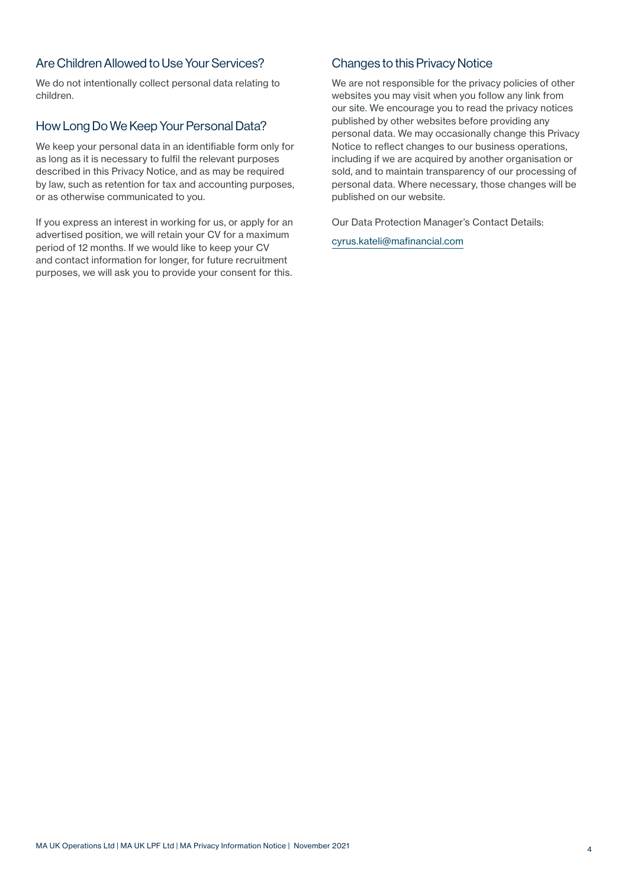## Are Children Allowed to Use Your Services?

We do not intentionally collect personal data relating to children.

## How Long Do We Keep Your Personal Data?

We keep your personal data in an identifiable form only for as long as it is necessary to fulfil the relevant purposes described in this Privacy Notice, and as may be required by law, such as retention for tax and accounting purposes, or as otherwise communicated to you.

If you express an interest in working for us, or apply for an advertised position, we will retain your CV for a maximum period of 12 months. If we would like to keep your CV and contact information for longer, for future recruitment purposes, we will ask you to provide your consent for this.

## Changes to this Privacy Notice

We are not responsible for the privacy policies of other websites you may visit when you follow any link from our site. We encourage you to read the privacy notices published by other websites before providing any personal data. We may occasionally change this Privacy Notice to reflect changes to our business operations, including if we are acquired by another organisation or sold, and to maintain transparency of our processing of personal data. Where necessary, those changes will be published on our website.

Our Data Protection Manager's Contact Details:

cyrus.kateli@mafinancial.com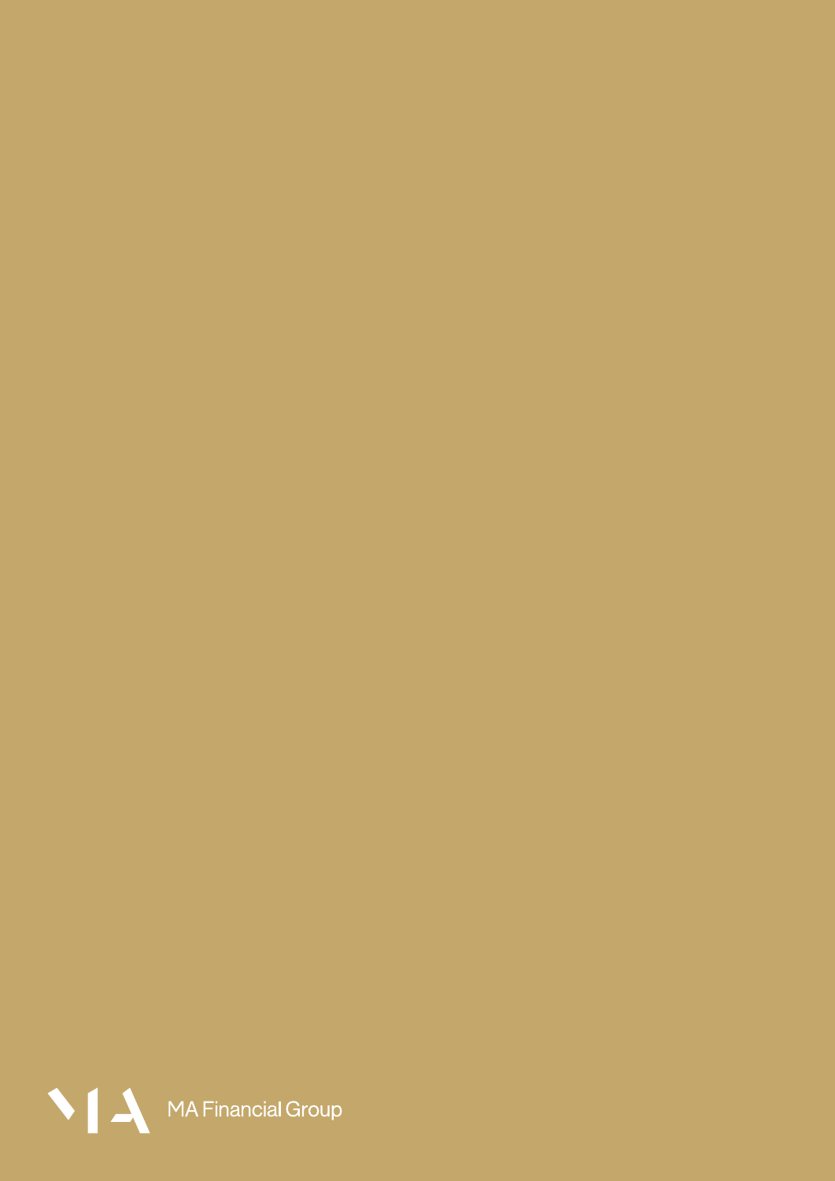MA Financial Group